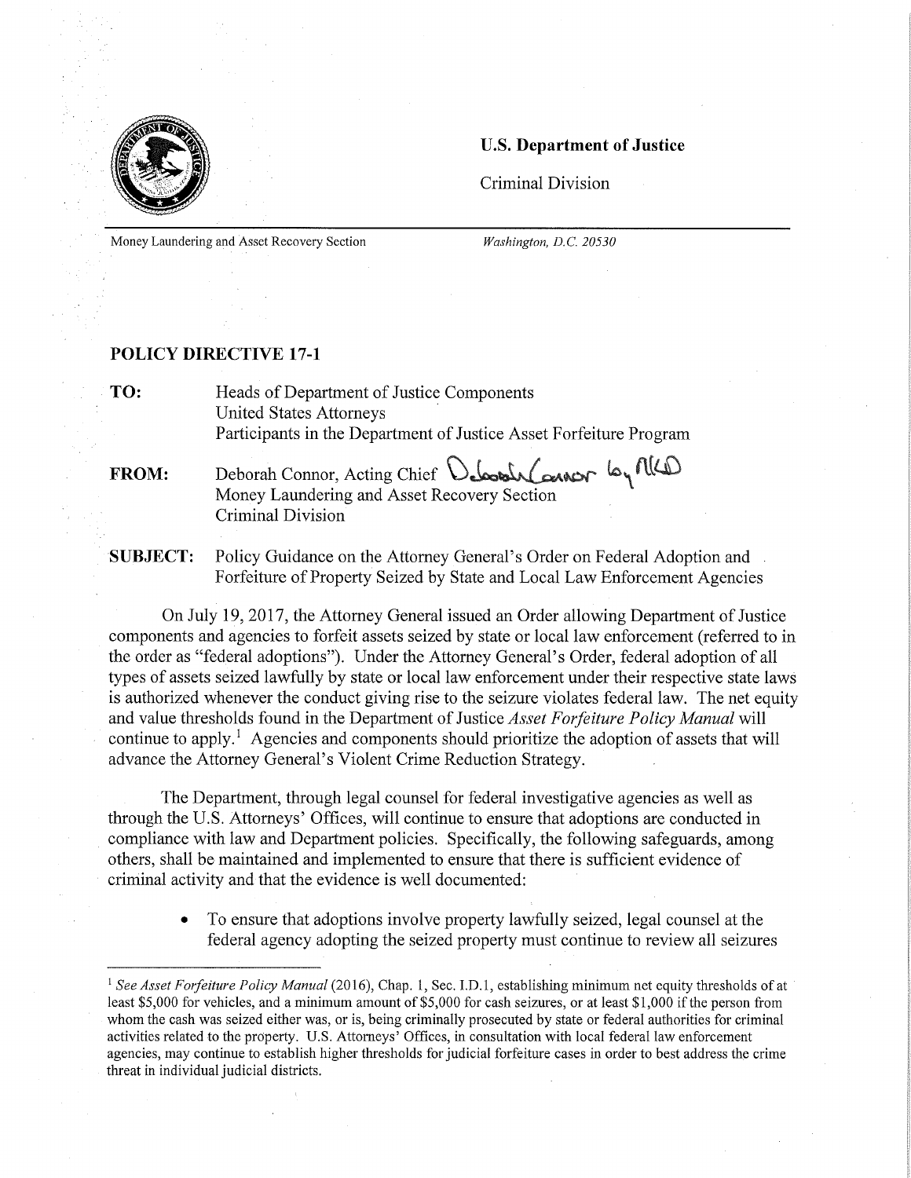**U.S. Department of Justice**

Criminal Division

Money Laundering and Asset Recovery Section

*Washington, D.C. 20530*

**POLICY DIRECTIVE 17-1**

**TO:** Heads of Department of Justice Components
United States Attorneys
Participants in the Department of Justice Asset Forfeiture Program

**FROM:** Deborah Connor, Acting Chief
Money Laundering and Asset Recovery Section
Criminal Division

**SUBJECT:** Policy Guidance on the Attorney General's Order on Federal Adoption and Forfeiture of Property Seized by State and Local Law Enforcement Agencies

On July 19, 2017, the Attorney General issued an Order allowing Department of Justice components and agencies to forfeit assets seized by state or local law enforcement (referred to in the order as "federal adoptions"). Under the Attorney General's Order, federal adoption of all types of assets seized lawfully by state or local law enforcement under their respective state laws is authorized whenever the conduct giving rise to the seizure violates federal law. The net equity and value thresholds found in the Department of Justice *Asset Forfeiture Policy Manual* will continue to apply.[1] Agencies and components should prioritize the adoption of assets that will advance the Attorney General's Violent Crime Reduction Strategy.

The Department, through legal counsel for federal investigative agencies as well as through the U.S. Attorneys' Offices, will continue to ensure that adoptions are conducted in compliance with law and Department policies. Specifically, the following safeguards, among others, shall be maintained and implemented to ensure that there is sufficient evidence of criminal activity and that the evidence is well documented:

- To ensure that adoptions involve property lawfully seized, legal counsel at the federal agency adopting the seized property must continue to review all seizures

[1] *See Asset Forfeiture Policy Manual* (2016), Chap. 1, Sec. I.D.1, establishing minimum net equity thresholds of at least $5,000 for vehicles, and a minimum amount of $5,000 for cash seizures, or at least $1,000 if the person from whom the cash was seized either was, or is, being criminally prosecuted by state or federal authorities for criminal activities related to the property. U.S. Attorneys' Offices, in consultation with local federal law enforcement agencies, may continue to establish higher thresholds for judicial forfeiture cases in order to best address the crime threat in individual judicial districts.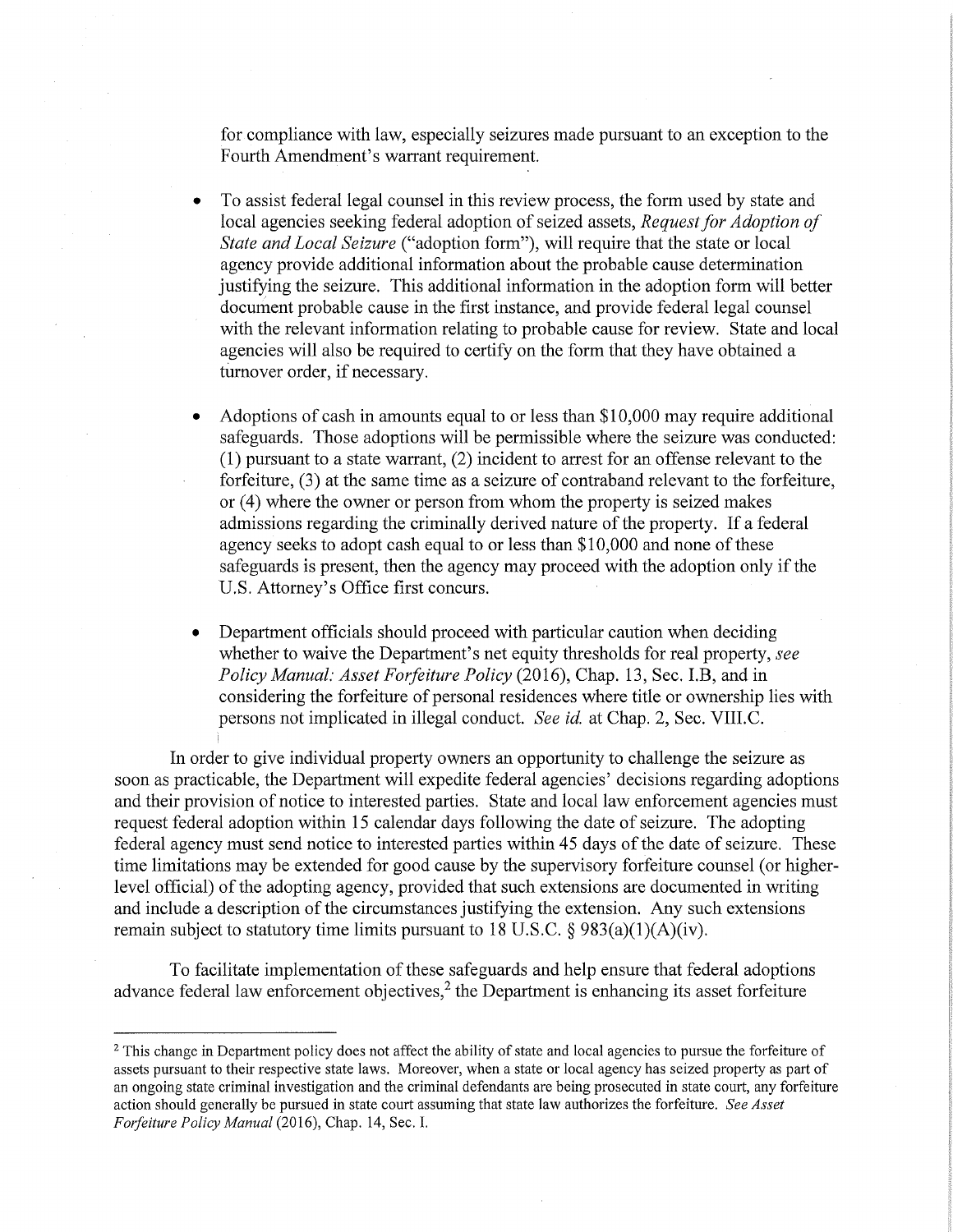for compliance with law, especially seizures made pursuant to an exception to the Fourth Amendment's warrant requirement.

- To assist federal legal counsel in this review process, the form used by state and local agencies seeking federal adoption of seized assets, *Request for Adoption of State and Local Seizure* ("adoption form"), will require that the state or local agency provide additional information about the probable cause determination justifying the seizure. This additional information in the adoption form will better document probable cause in the first instance, and provide federal legal counsel with the relevant information relating to probable cause for review. State and local agencies will also be required to certify on the form that they have obtained a turnover order, if necessary.

- Adoptions of cash in amounts equal to or less than $10,000 may require additional safeguards. Those adoptions will be permissible where the seizure was conducted: (1) pursuant to a state warrant, (2) incident to arrest for an offense relevant to the forfeiture, (3) at the same time as a seizure of contraband relevant to the forfeiture, or (4) where the owner or person from whom the property is seized makes admissions regarding the criminally derived nature of the property. If a federal agency seeks to adopt cash equal to or less than $10,000 and none of these safeguards is present, then the agency may proceed with the adoption only if the U.S. Attorney's Office first concurs.

- Department officials should proceed with particular caution when deciding whether to waive the Department's net equity thresholds for real property, *see Policy Manual: Asset Forfeiture Policy* (2016), Chap. 13, Sec. I.B, and in considering the forfeiture of personal residences where title or ownership lies with persons not implicated in illegal conduct. *See id.* at Chap. 2, Sec. VIII.C.

In order to give individual property owners an opportunity to challenge the seizure as soon as practicable, the Department will expedite federal agencies' decisions regarding adoptions and their provision of notice to interested parties. State and local law enforcement agencies must request federal adoption within 15 calendar days following the date of seizure. The adopting federal agency must send notice to interested parties within 45 days of the date of seizure. These time limitations may be extended for good cause by the supervisory forfeiture counsel (or higher-level official) of the adopting agency, provided that such extensions are documented in writing and include a description of the circumstances justifying the extension. Any such extensions remain subject to statutory time limits pursuant to 18 U.S.C. § 983(a)(1)(A)(iv).

To facilitate implementation of these safeguards and help ensure that federal adoptions advance federal law enforcement objectives,[2] the Department is enhancing its asset forfeiture

---

[2] This change in Department policy does not affect the ability of state and local agencies to pursue the forfeiture of assets pursuant to their respective state laws. Moreover, when a state or local agency has seized property as part of an ongoing state criminal investigation and the criminal defendants are being prosecuted in state court, any forfeiture action should generally be pursued in state court assuming that state law authorizes the forfeiture. *See Asset Forfeiture Policy Manual* (2016), Chap. 14, Sec. I.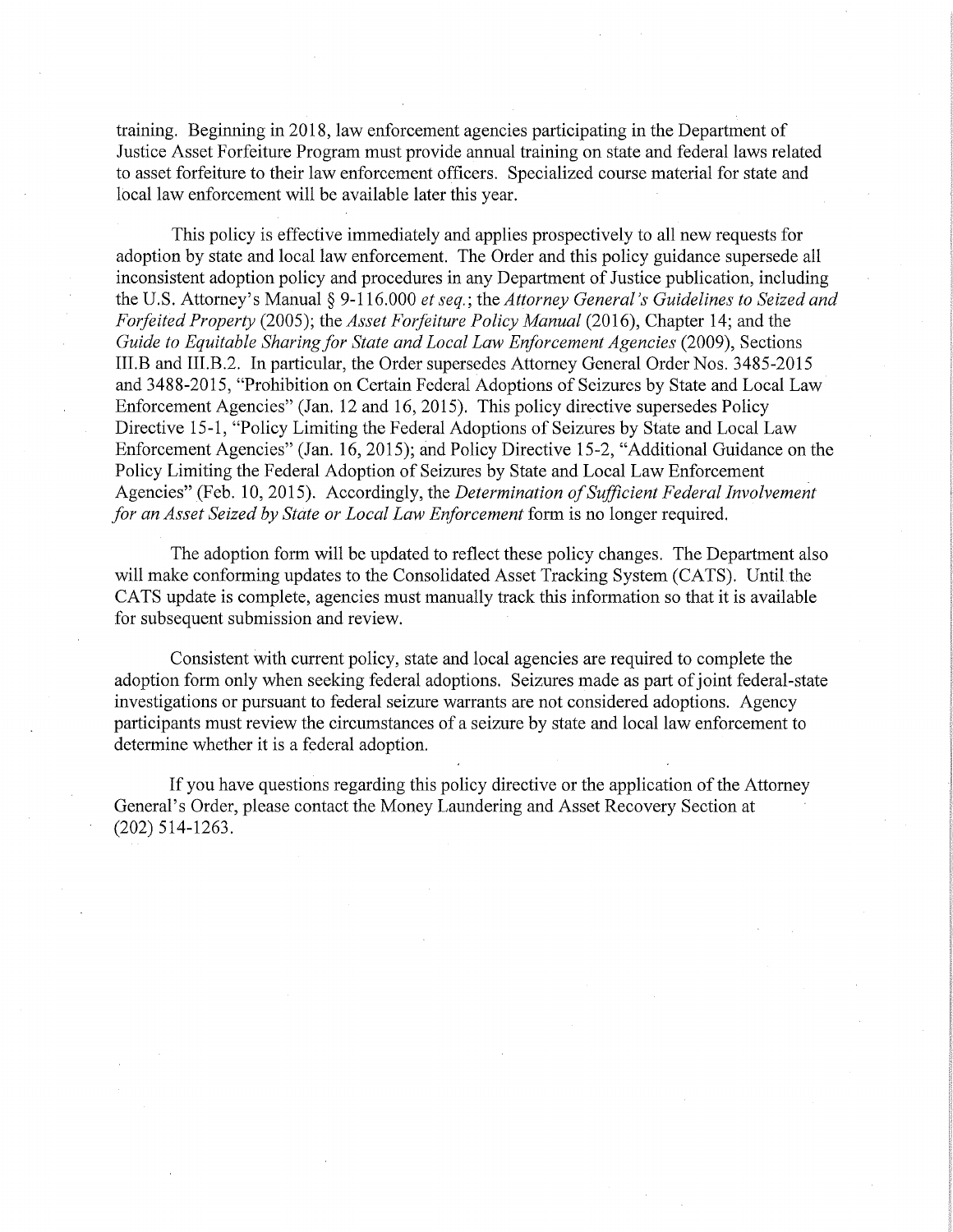training. Beginning in 2018, law enforcement agencies participating in the Department of Justice Asset Forfeiture Program must provide annual training on state and federal laws related to asset forfeiture to their law enforcement officers. Specialized course material for state and local law enforcement will be available later this year.

This policy is effective immediately and applies prospectively to all new requests for adoption by state and local law enforcement. The Order and this policy guidance supersede all inconsistent adoption policy and procedures in any Department of Justice publication, including the U.S. Attorney's Manual § 9-116.000 *et seq.*; the *Attorney General's Guidelines to Seized and Forfeited Property* (2005); the *Asset Forfeiture Policy Manual* (2016), Chapter 14; and the *Guide to Equitable Sharing for State and Local Law Enforcement Agencies* (2009), Sections III.B and III.B.2. In particular, the Order supersedes Attorney General Order Nos. 3485-2015 and 3488-2015, "Prohibition on Certain Federal Adoptions of Seizures by State and Local Law Enforcement Agencies" (Jan. 12 and 16, 2015). This policy directive supersedes Policy Directive 15-1, "Policy Limiting the Federal Adoptions of Seizures by State and Local Law Enforcement Agencies" (Jan. 16, 2015); and Policy Directive 15-2, "Additional Guidance on the Policy Limiting the Federal Adoption of Seizures by State and Local Law Enforcement Agencies" (Feb. 10, 2015). Accordingly, the *Determination of Sufficient Federal Involvement for an Asset Seized by State or Local Law Enforcement* form is no longer required.

The adoption form will be updated to reflect these policy changes. The Department also will make conforming updates to the Consolidated Asset Tracking System (CATS). Until the CATS update is complete, agencies must manually track this information so that it is available for subsequent submission and review.

Consistent with current policy, state and local agencies are required to complete the adoption form only when seeking federal adoptions. Seizures made as part of joint federal-state investigations or pursuant to federal seizure warrants are not considered adoptions. Agency participants must review the circumstances of a seizure by state and local law enforcement to determine whether it is a federal adoption.

If you have questions regarding this policy directive or the application of the Attorney General's Order, please contact the Money Laundering and Asset Recovery Section at (202) 514-1263.